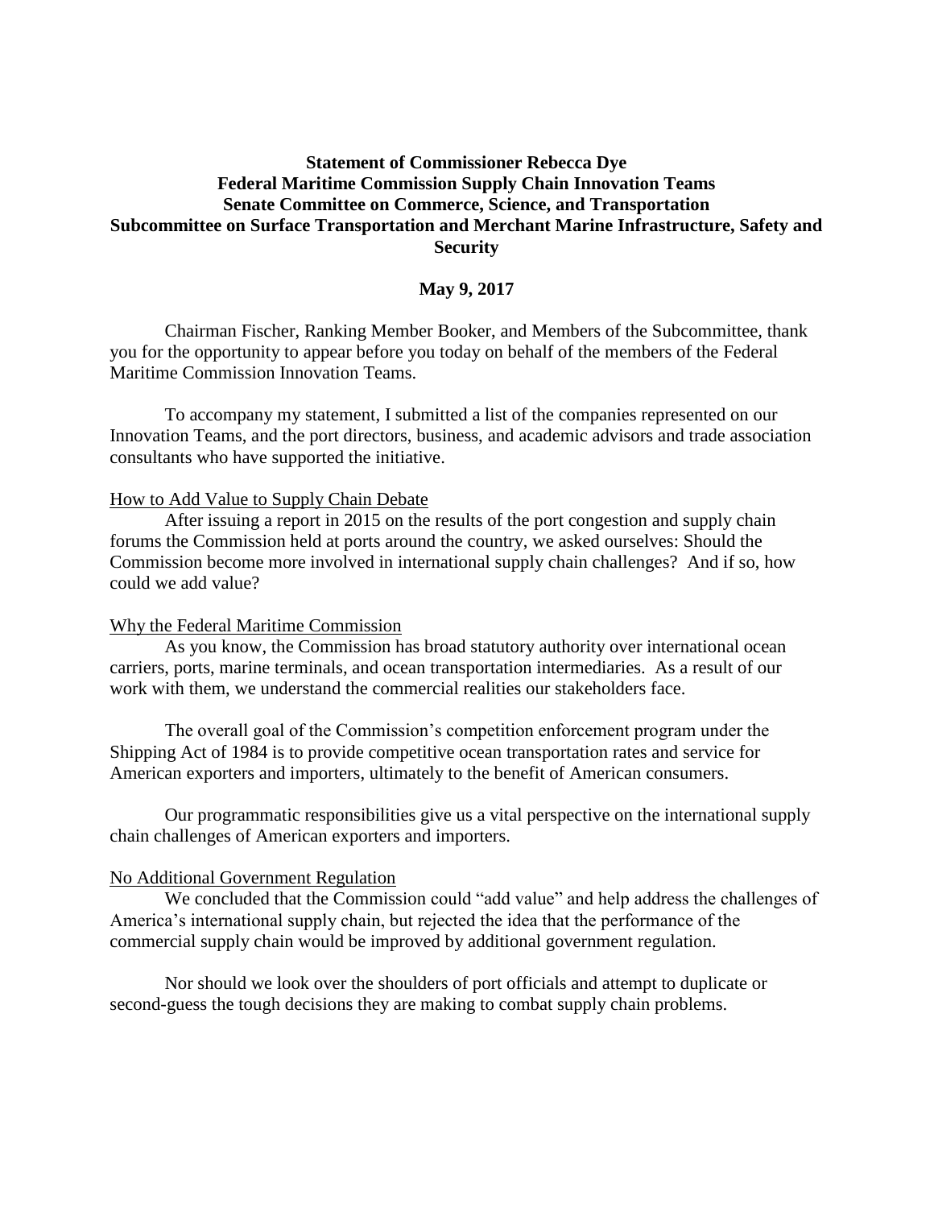**Statement of Commissioner Rebecca Dye**
**Federal Maritime Commission Supply Chain Innovation Teams**
**Senate Committee on Commerce, Science, and Transportation**
**Subcommittee on Surface Transportation and Merchant Marine Infrastructure, Safety and Security**

**May 9, 2017**

Chairman Fischer, Ranking Member Booker, and Members of the Subcommittee, thank you for the opportunity to appear before you today on behalf of the members of the Federal Maritime Commission Innovation Teams.

To accompany my statement, I submitted a list of the companies represented on our Innovation Teams, and the port directors, business, and academic advisors and trade association consultants who have supported the initiative.

<u>How to Add Value to Supply Chain Debate</u>

After issuing a report in 2015 on the results of the port congestion and supply chain forums the Commission held at ports around the country, we asked ourselves: Should the Commission become more involved in international supply chain challenges? And if so, how could we add value?

<u>Why the Federal Maritime Commission</u>

As you know, the Commission has broad statutory authority over international ocean carriers, ports, marine terminals, and ocean transportation intermediaries. As a result of our work with them, we understand the commercial realities our stakeholders face.

The overall goal of the Commission's competition enforcement program under the Shipping Act of 1984 is to provide competitive ocean transportation rates and service for American exporters and importers, ultimately to the benefit of American consumers.

Our programmatic responsibilities give us a vital perspective on the international supply chain challenges of American exporters and importers.

<u>No Additional Government Regulation</u>

We concluded that the Commission could "add value" and help address the challenges of America's international supply chain, but rejected the idea that the performance of the commercial supply chain would be improved by additional government regulation.

Nor should we look over the shoulders of port officials and attempt to duplicate or second-guess the tough decisions they are making to combat supply chain problems.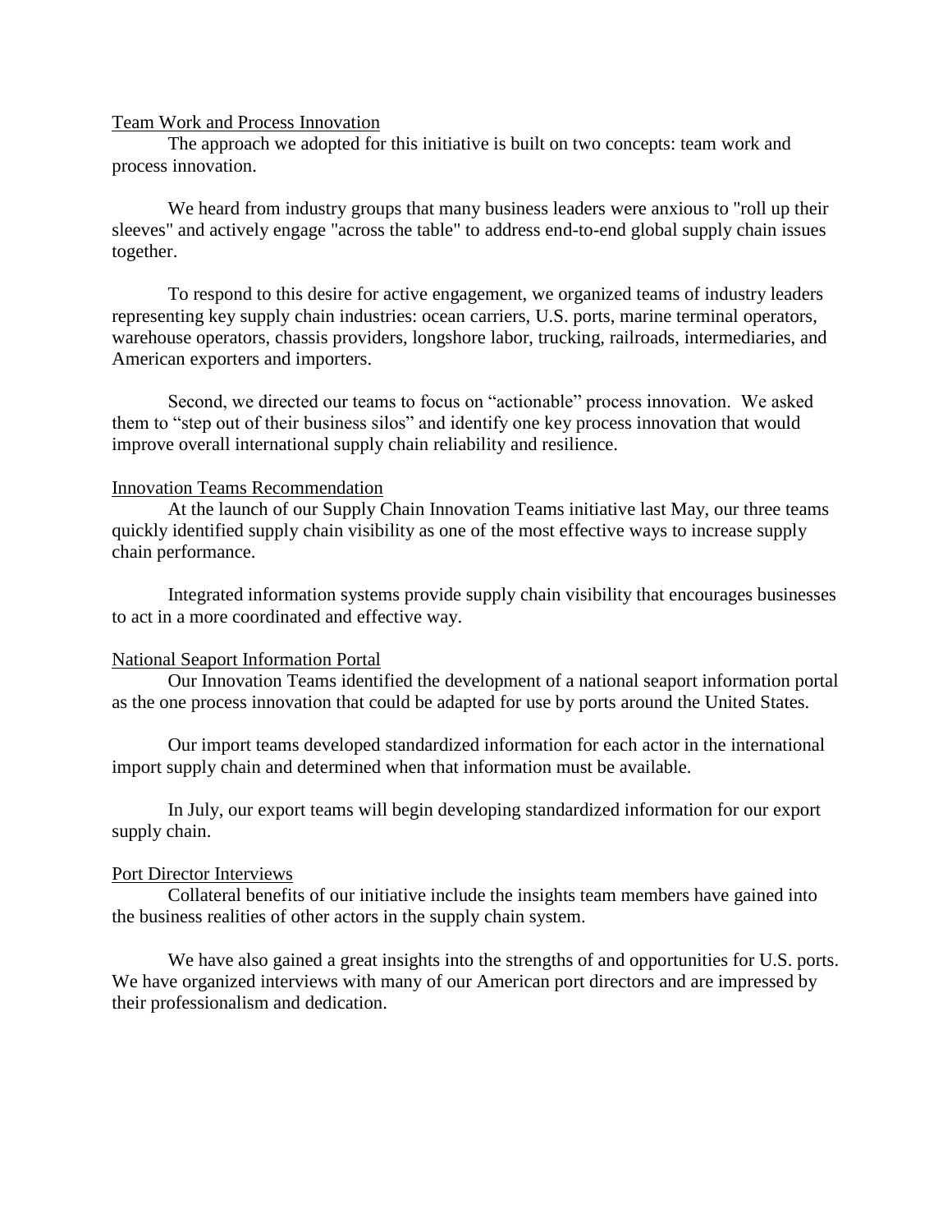<u>Team Work and Process Innovation</u>

The approach we adopted for this initiative is built on two concepts: team work and process innovation.

We heard from industry groups that many business leaders were anxious to "roll up their sleeves" and actively engage "across the table" to address end-to-end global supply chain issues together.

To respond to this desire for active engagement, we organized teams of industry leaders representing key supply chain industries: ocean carriers, U.S. ports, marine terminal operators, warehouse operators, chassis providers, longshore labor, trucking, railroads, intermediaries, and American exporters and importers.

Second, we directed our teams to focus on "actionable" process innovation. We asked them to "step out of their business silos" and identify one key process innovation that would improve overall international supply chain reliability and resilience.

<u>Innovation Teams Recommendation</u>

At the launch of our Supply Chain Innovation Teams initiative last May, our three teams quickly identified supply chain visibility as one of the most effective ways to increase supply chain performance.

Integrated information systems provide supply chain visibility that encourages businesses to act in a more coordinated and effective way.

<u>National Seaport Information Portal</u>

Our Innovation Teams identified the development of a national seaport information portal as the one process innovation that could be adapted for use by ports around the United States.

Our import teams developed standardized information for each actor in the international import supply chain and determined when that information must be available.

In July, our export teams will begin developing standardized information for our export supply chain.

<u>Port Director Interviews</u>

Collateral benefits of our initiative include the insights team members have gained into the business realities of other actors in the supply chain system.

We have also gained a great insights into the strengths of and opportunities for U.S. ports. We have organized interviews with many of our American port directors and are impressed by their professionalism and dedication.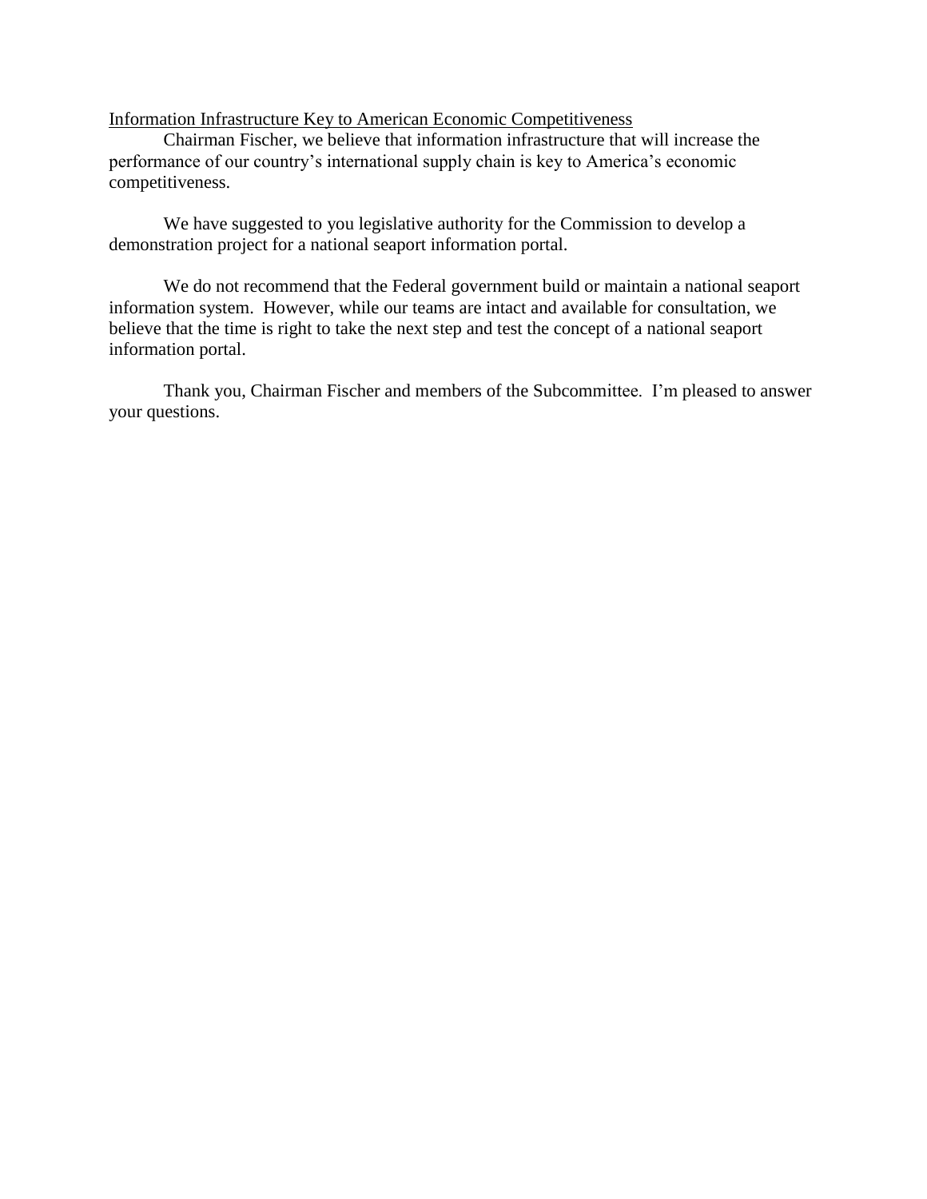<u>Information Infrastructure Key to American Economic Competitiveness</u>

Chairman Fischer, we believe that information infrastructure that will increase the performance of our country's international supply chain is key to America's economic competitiveness.

We have suggested to you legislative authority for the Commission to develop a demonstration project for a national seaport information portal.

We do not recommend that the Federal government build or maintain a national seaport information system. However, while our teams are intact and available for consultation, we believe that the time is right to take the next step and test the concept of a national seaport information portal.

Thank you, Chairman Fischer and members of the Subcommittee. I'm pleased to answer your questions.